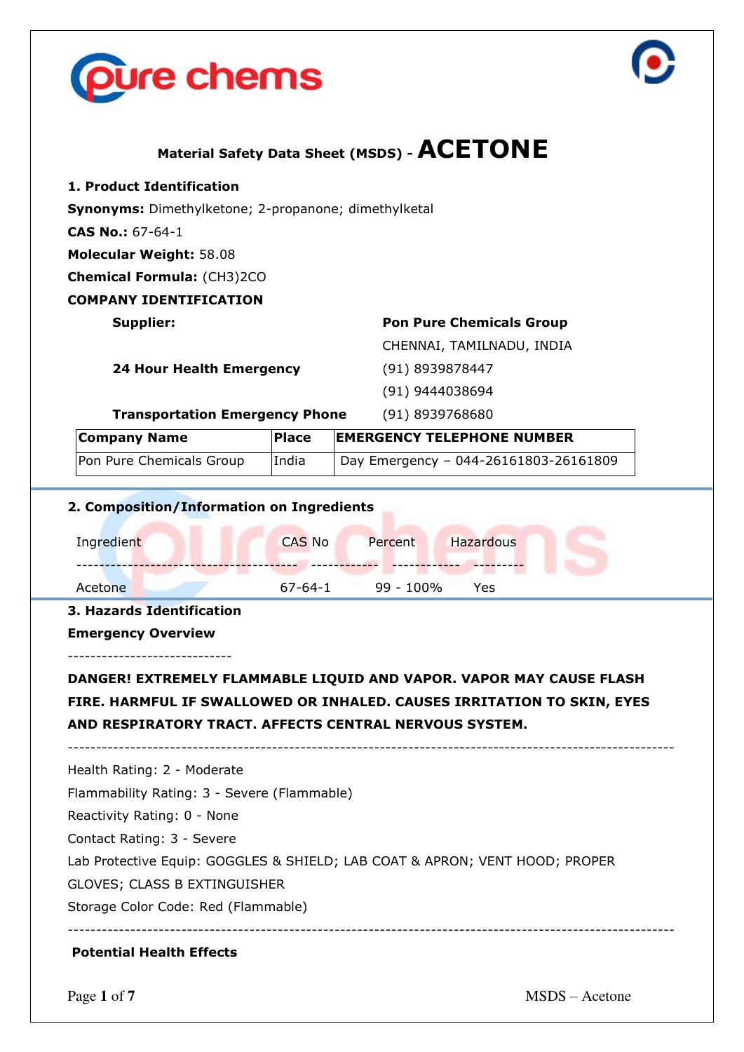# Material Safety Data Sheet (MSDS) - ACETONE

## 1. Product Identification

**Synonyms:** Dimethylketone; 2-propanone; dimethylketal

**CAS No.:** 67-64-1

**Molecular Weight:** 58.08

**Chemical Formula:** $(CH_3)_2CO$

**COMPANY IDENTIFICATION**

**Supplier:** **Pon Pure Chemicals Group**
CHENNAI, TAMILNADU, INDIA

**24 Hour Health Emergency** (91) 8939878447
(91) 9444038694

**Transportation Emergency Phone** (91) 8939768680

| Company Name | Place | EMERGENCY TELEPHONE NUMBER |
|---|---|---|
| Pon Pure Chemicals Group | India | Day Emergency – 044-26161803-26161809 |

## 2. Composition/Information on Ingredients

| Ingredient | CAS No | Percent | Hazardous |
|---|---|---|---|
| Acetone | 67-64-1 | 99 - 100% | Yes |

## 3. Hazards Identification

**Emergency Overview**

-----------------------------

**DANGER! EXTREMELY FLAMMABLE LIQUID AND VAPOR. VAPOR MAY CAUSE FLASH FIRE. HARMFUL IF SWALLOWED OR INHALED. CAUSES IRRITATION TO SKIN, EYES AND RESPIRATORY TRACT. AFFECTS CENTRAL NERVOUS SYSTEM.**

-----------------------------------------------------------------------------------------------------

Health Rating: 2 - Moderate

Flammability Rating: 3 - Severe (Flammable)

Reactivity Rating: 0 - None

Contact Rating: 3 - Severe

Lab Protective Equip: GOGGLES & SHIELD; LAB COAT & APRON; VENT HOOD; PROPER GLOVES; CLASS B EXTINGUISHER

Storage Color Code: Red (Flammable)

-----------------------------------------------------------------------------------------------------

**Potential Health Effects**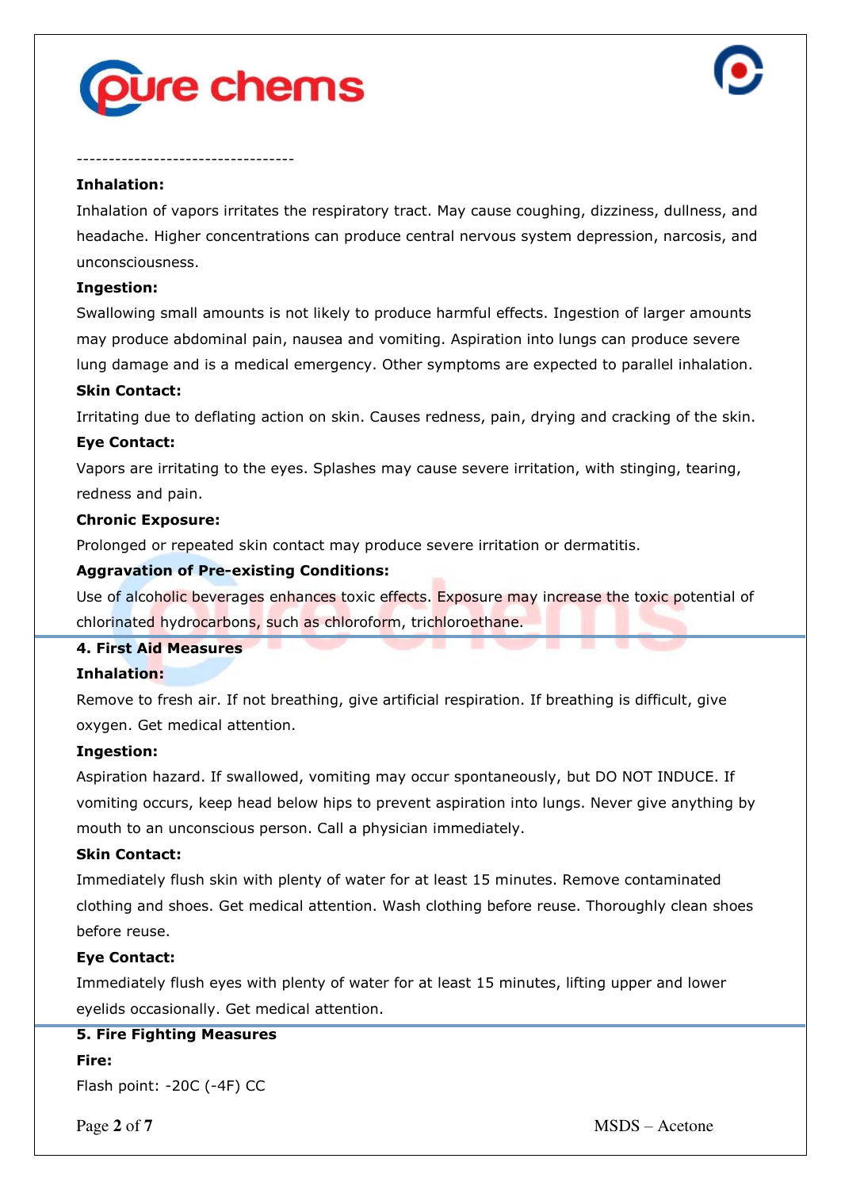----------------------------------

**Inhalation:**

Inhalation of vapors irritates the respiratory tract. May cause coughing, dizziness, dullness, and headache. Higher concentrations can produce central nervous system depression, narcosis, and unconsciousness.

**Ingestion:**

Swallowing small amounts is not likely to produce harmful effects. Ingestion of larger amounts may produce abdominal pain, nausea and vomiting. Aspiration into lungs can produce severe lung damage and is a medical emergency. Other symptoms are expected to parallel inhalation.

**Skin Contact:**

Irritating due to deflating action on skin. Causes redness, pain, drying and cracking of the skin.

**Eye Contact:**

Vapors are irritating to the eyes. Splashes may cause severe irritation, with stinging, tearing, redness and pain.

**Chronic Exposure:**

Prolonged or repeated skin contact may produce severe irritation or dermatitis.

**Aggravation of Pre-existing Conditions:**

Use of alcoholic beverages enhances toxic effects. Exposure may increase the toxic potential of chlorinated hydrocarbons, such as chloroform, trichloroethane.

## 4. First Aid Measures

**Inhalation:**

Remove to fresh air. If not breathing, give artificial respiration. If breathing is difficult, give oxygen. Get medical attention.

**Ingestion:**

Aspiration hazard. If swallowed, vomiting may occur spontaneously, but DO NOT INDUCE. If vomiting occurs, keep head below hips to prevent aspiration into lungs. Never give anything by mouth to an unconscious person. Call a physician immediately.

**Skin Contact:**

Immediately flush skin with plenty of water for at least 15 minutes. Remove contaminated clothing and shoes. Get medical attention. Wash clothing before reuse. Thoroughly clean shoes before reuse.

**Eye Contact:**

Immediately flush eyes with plenty of water for at least 15 minutes, lifting upper and lower eyelids occasionally. Get medical attention.

## 5. Fire Fighting Measures

**Fire:**

Flash point: -20C (-4F) CC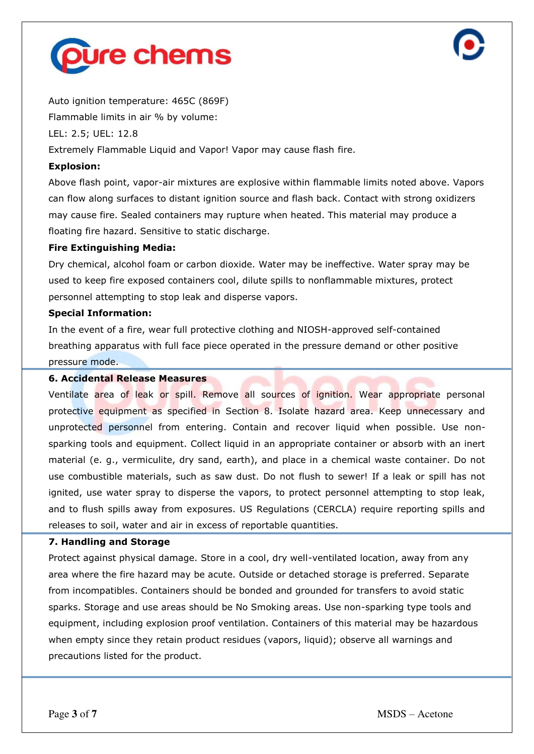Auto ignition temperature: 465C (869F)

Flammable limits in air % by volume:

LEL: 2.5; UEL: 12.8

Extremely Flammable Liquid and Vapor! Vapor may cause flash fire.

**Explosion:**

Above flash point, vapor-air mixtures are explosive within flammable limits noted above. Vapors can flow along surfaces to distant ignition source and flash back. Contact with strong oxidizers may cause fire. Sealed containers may rupture when heated. This material may produce a floating fire hazard. Sensitive to static discharge.

**Fire Extinguishing Media:**

Dry chemical, alcohol foam or carbon dioxide. Water may be ineffective. Water spray may be used to keep fire exposed containers cool, dilute spills to nonflammable mixtures, protect personnel attempting to stop leak and disperse vapors.

**Special Information:**

In the event of a fire, wear full protective clothing and NIOSH-approved self-contained breathing apparatus with full face piece operated in the pressure demand or other positive pressure mode.

## 6. Accidental Release Measures

Ventilate area of leak or spill. Remove all sources of ignition. Wear appropriate personal protective equipment as specified in Section 8. Isolate hazard area. Keep unnecessary and unprotected personnel from entering. Contain and recover liquid when possible. Use non-sparking tools and equipment. Collect liquid in an appropriate container or absorb with an inert material (e. g., vermiculite, dry sand, earth), and place in a chemical waste container. Do not use combustible materials, such as saw dust. Do not flush to sewer! If a leak or spill has not ignited, use water spray to disperse the vapors, to protect personnel attempting to stop leak, and to flush spills away from exposures. US Regulations (CERCLA) require reporting spills and releases to soil, water and air in excess of reportable quantities.

## 7. Handling and Storage

Protect against physical damage. Store in a cool, dry well-ventilated location, away from any area where the fire hazard may be acute. Outside or detached storage is preferred. Separate from incompatibles. Containers should be bonded and grounded for transfers to avoid static sparks. Storage and use areas should be No Smoking areas. Use non-sparking type tools and equipment, including explosion proof ventilation. Containers of this material may be hazardous when empty since they retain product residues (vapors, liquid); observe all warnings and precautions listed for the product.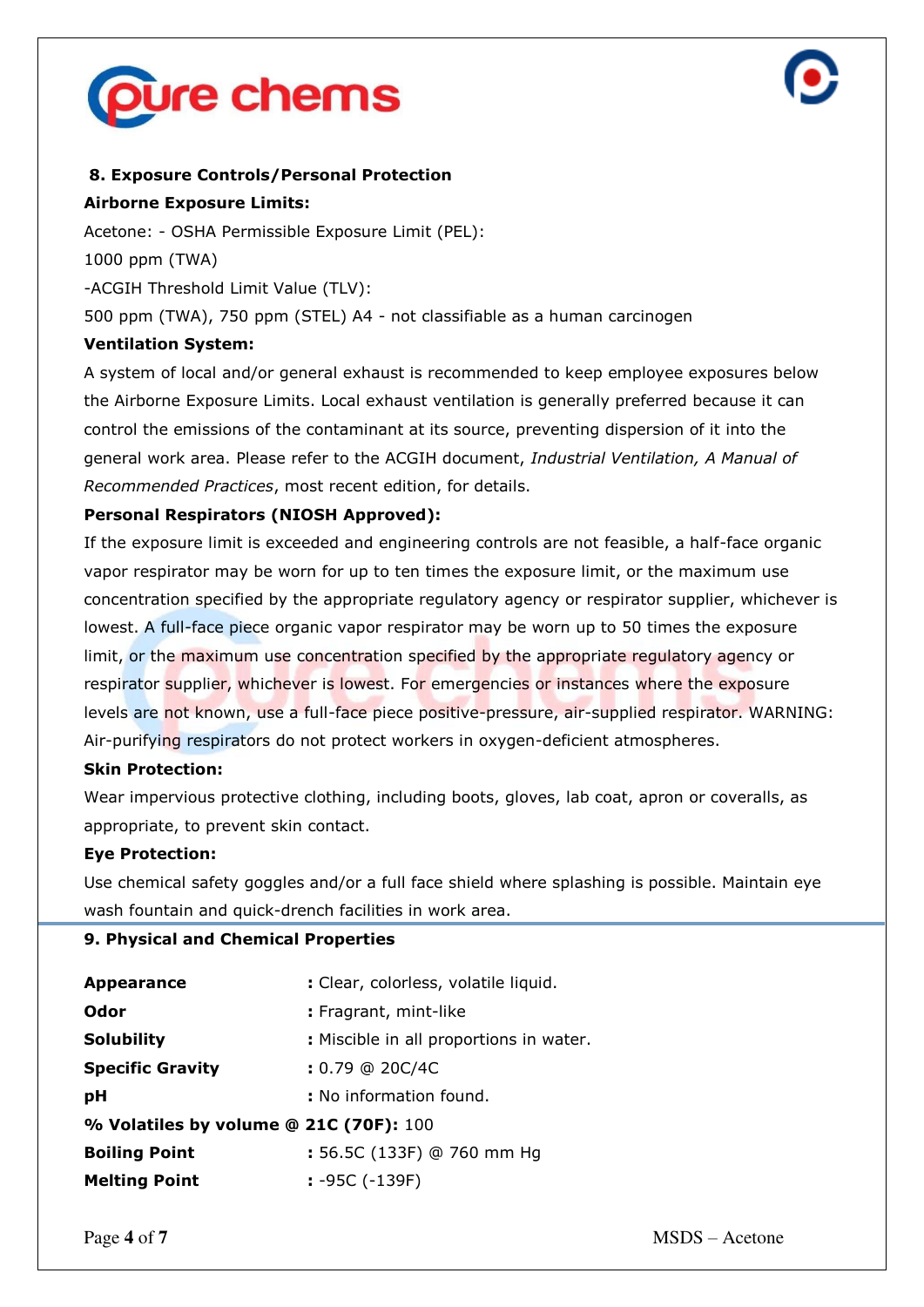## 8. Exposure Controls/Personal Protection

**Airborne Exposure Limits:**

Acetone: - OSHA Permissible Exposure Limit (PEL):

1000 ppm (TWA)

-ACGIH Threshold Limit Value (TLV):

500 ppm (TWA), 750 ppm (STEL) A4 - not classifiable as a human carcinogen

**Ventilation System:**

A system of local and/or general exhaust is recommended to keep employee exposures below the Airborne Exposure Limits. Local exhaust ventilation is generally preferred because it can control the emissions of the contaminant at its source, preventing dispersion of it into the general work area. Please refer to the ACGIH document, *Industrial Ventilation, A Manual of Recommended Practices*, most recent edition, for details.

**Personal Respirators (NIOSH Approved):**

If the exposure limit is exceeded and engineering controls are not feasible, a half-face organic vapor respirator may be worn for up to ten times the exposure limit, or the maximum use concentration specified by the appropriate regulatory agency or respirator supplier, whichever is lowest. A full-face piece organic vapor respirator may be worn up to 50 times the exposure limit, or the maximum use concentration specified by the appropriate regulatory agency or respirator supplier, whichever is lowest. For emergencies or instances where the exposure levels are not known, use a full-face piece positive-pressure, air-supplied respirator. WARNING: Air-purifying respirators do not protect workers in oxygen-deficient atmospheres.

**Skin Protection:**

Wear impervious protective clothing, including boots, gloves, lab coat, apron or coveralls, as appropriate, to prevent skin contact.

**Eye Protection:**

Use chemical safety goggles and/or a full face shield where splashing is possible. Maintain eye wash fountain and quick-drench facilities in work area.

## 9. Physical and Chemical Properties

**Appearance** : Clear, colorless, volatile liquid.

**Odor** : Fragrant, mint-like

**Solubility** : Miscible in all proportions in water.

**Specific Gravity** : 0.79 @ 20C/4C

**pH** : No information found.

**% Volatiles by volume @ 21C (70F):** 100

**Boiling Point** : 56.5C (133F) @ 760 mm Hg

**Melting Point** : -95C (-139F)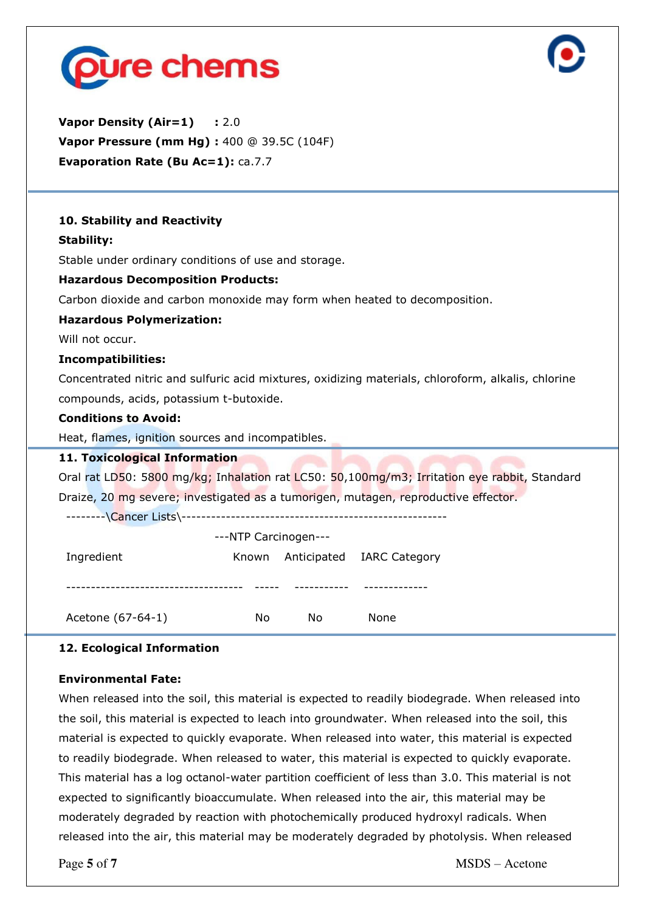**Vapor Density (Air=1)** : 2.0
**Vapor Pressure (mm Hg) :** 400 @ 39.5C (104F)
**Evaporation Rate (Bu Ac=1):** ca.7.7

**10. Stability and Reactivity**

**Stability:**

Stable under ordinary conditions of use and storage.

**Hazardous Decomposition Products:**

Carbon dioxide and carbon monoxide may form when heated to decomposition.

**Hazardous Polymerization:**

Will not occur.

**Incompatibilities:**

Concentrated nitric and sulfuric acid mixtures, oxidizing materials, chloroform, alkalis, chlorine compounds, acids, potassium t-butoxide.

**Conditions to Avoid:**

Heat, flames, ignition sources and incompatibles.

**11. Toxicological Information**

Oral rat LD50: 5800 mg/kg; Inhalation rat LC50: 50,100mg/m3; Irritation eye rabbit, Standard Draize, 20 mg severe; investigated as a tumorigen, mutagen, reproductive effector.

--------\Cancer Lists\------------------------------------------------------

| Ingredient | ---NTP Carcinogen--- Known | Anticipated | IARC Category |
|---|---|---|---|
| Acetone (67-64-1) | No | No | None |

**12. Ecological Information**

**Environmental Fate:**

When released into the soil, this material is expected to readily biodegrade. When released into the soil, this material is expected to leach into groundwater. When released into the soil, this material is expected to quickly evaporate. When released into water, this material is expected to readily biodegrade. When released to water, this material is expected to quickly evaporate. This material has a log octanol-water partition coefficient of less than 3.0. This material is not expected to significantly bioaccumulate. When released into the air, this material may be moderately degraded by reaction with photochemically produced hydroxyl radicals. When released into the air, this material may be moderately degraded by photolysis. When released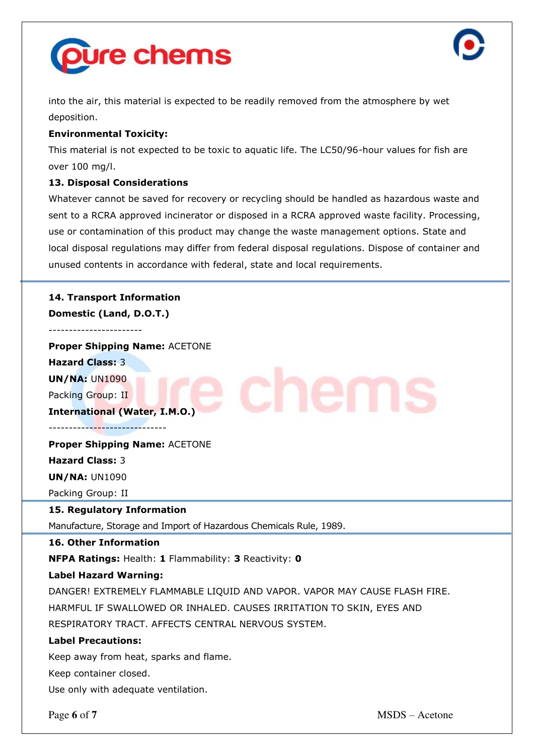into the air, this material is expected to be readily removed from the atmosphere by wet deposition.

**Environmental Toxicity:**

This material is not expected to be toxic to aquatic life. The LC50/96-hour values for fish are over 100 mg/l.

**13. Disposal Considerations**

Whatever cannot be saved for recovery or recycling should be handled as hazardous waste and sent to a RCRA approved incinerator or disposed in a RCRA approved waste facility. Processing, use or contamination of this product may change the waste management options. State and local disposal regulations may differ from federal disposal regulations. Dispose of container and unused contents in accordance with federal, state and local requirements.

**14. Transport Information**

**Domestic (Land, D.O.T.)**

-----------------------

**Proper Shipping Name:** ACETONE

**Hazard Class:** 3

**UN/NA:** UN1090

Packing Group: II

**International (Water, I.M.O.)**

-----------------------------

**Proper Shipping Name:** ACETONE

**Hazard Class:** 3

**UN/NA:** UN1090

Packing Group: II

**15. Regulatory Information**

Manufacture, Storage and Import of Hazardous Chemicals Rule, 1989.

**16. Other Information**

**NFPA Ratings:** Health: **1** Flammability: **3** Reactivity: **0**

**Label Hazard Warning:**

DANGER! EXTREMELY FLAMMABLE LIQUID AND VAPOR. VAPOR MAY CAUSE FLASH FIRE. HARMFUL IF SWALLOWED OR INHALED. CAUSES IRRITATION TO SKIN, EYES AND RESPIRATORY TRACT. AFFECTS CENTRAL NERVOUS SYSTEM.

**Label Precautions:**

Keep away from heat, sparks and flame.

Keep container closed.

Use only with adequate ventilation.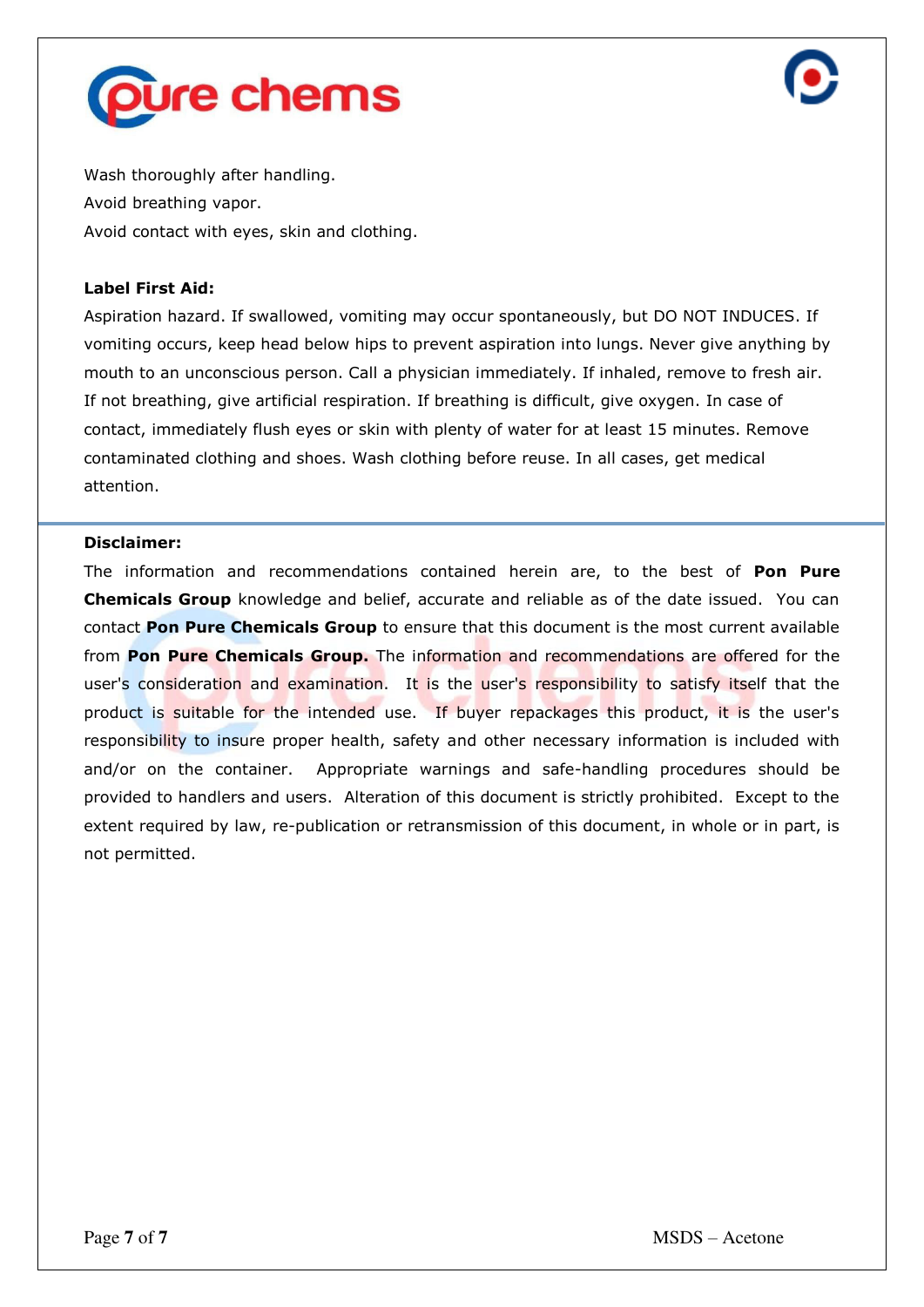Wash thoroughly after handling.
Avoid breathing vapor.
Avoid contact with eyes, skin and clothing.

**Label First Aid:**

Aspiration hazard. If swallowed, vomiting may occur spontaneously, but DO NOT INDUCES. If vomiting occurs, keep head below hips to prevent aspiration into lungs. Never give anything by mouth to an unconscious person. Call a physician immediately. If inhaled, remove to fresh air. If not breathing, give artificial respiration. If breathing is difficult, give oxygen. In case of contact, immediately flush eyes or skin with plenty of water for at least 15 minutes. Remove contaminated clothing and shoes. Wash clothing before reuse. In all cases, get medical attention.

**Disclaimer:**

The information and recommendations contained herein are, to the best of **Pon Pure Chemicals Group** knowledge and belief, accurate and reliable as of the date issued. You can contact **Pon Pure Chemicals Group** to ensure that this document is the most current available from **Pon Pure Chemicals Group.** The information and recommendations are offered for the user's consideration and examination. It is the user's responsibility to satisfy itself that the product is suitable for the intended use. If buyer repackages this product, it is the user's responsibility to insure proper health, safety and other necessary information is included with and/or on the container. Appropriate warnings and safe-handling procedures should be provided to handlers and users. Alteration of this document is strictly prohibited. Except to the extent required by law, re-publication or retransmission of this document, in whole or in part, is not permitted.